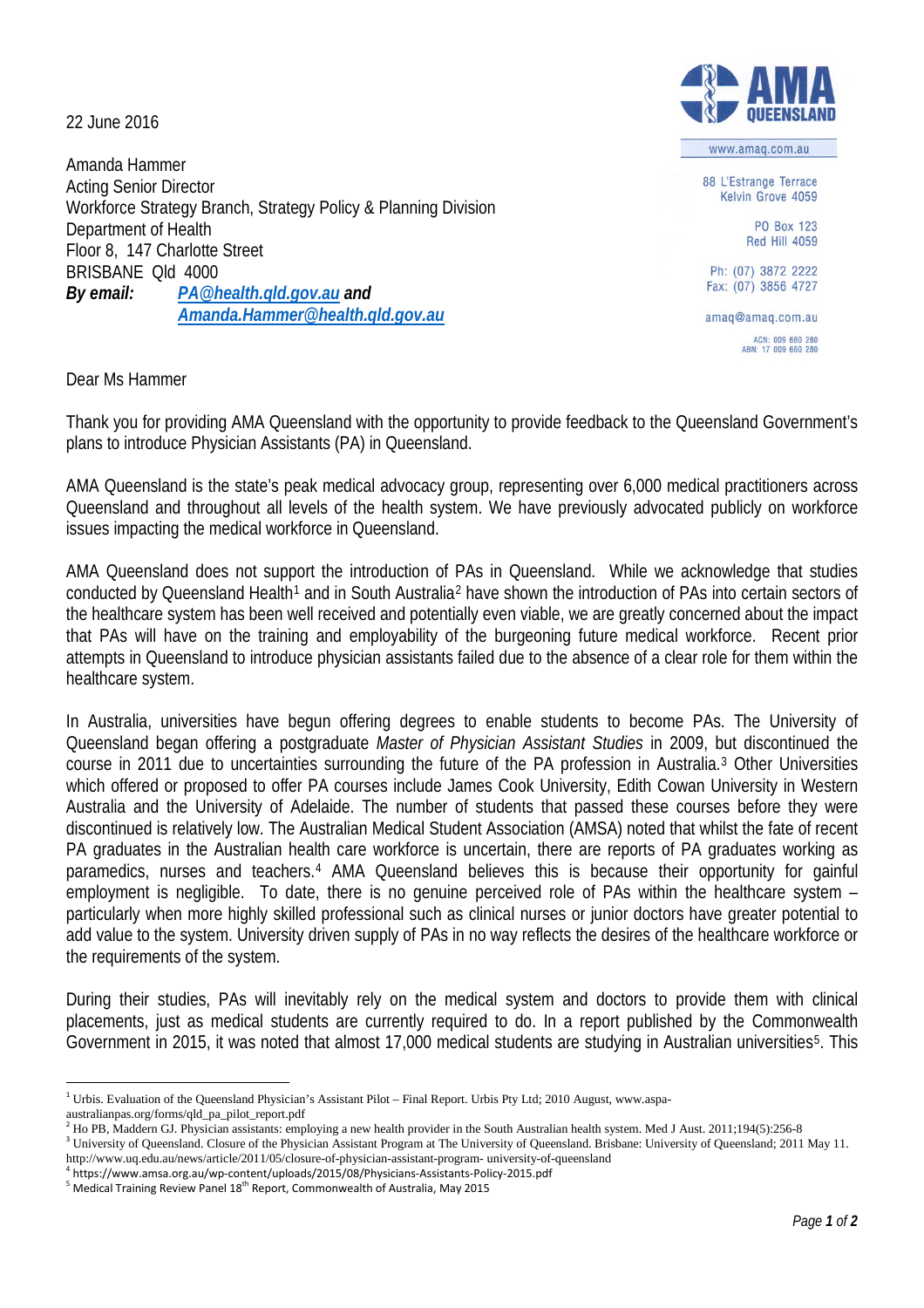22 June 2016

Amanda Hammer
Acting Senior Director
Workforce Strategy Branch, Strategy Policy & Planning Division
Department of Health
Floor 8, 147 Charlotte Street
BRISBANE Qld 4000
***By email:*** ***PA@health.qld.gov.au and Amanda.Hammer@health.qld.gov.au***

AMA QUEENSLAND

www.amaq.com.au

88 L'Estrange Terrace
Kelvin Grove 4059

PO Box 123
Red Hill 4059

Ph: (07) 3872 2222
Fax: (07) 3856 4727

amaq@amaq.com.au

ACN: 009 660 280
ABN: 17 009 660 280

Dear Ms Hammer

Thank you for providing AMA Queensland with the opportunity to provide feedback to the Queensland Government's plans to introduce Physician Assistants (PA) in Queensland.

AMA Queensland is the state's peak medical advocacy group, representing over 6,000 medical practitioners across Queensland and throughout all levels of the health system. We have previously advocated publicly on workforce issues impacting the medical workforce in Queensland.

AMA Queensland does not support the introduction of PAs in Queensland. While we acknowledge that studies conducted by Queensland Health[1] and in South Australia[2] have shown the introduction of PAs into certain sectors of the healthcare system has been well received and potentially even viable, we are greatly concerned about the impact that PAs will have on the training and employability of the burgeoning future medical workforce. Recent prior attempts in Queensland to introduce physician assistants failed due to the absence of a clear role for them within the healthcare system.

In Australia, universities have begun offering degrees to enable students to become PAs. The University of Queensland began offering a postgraduate *Master of Physician Assistant Studies* in 2009, but discontinued the course in 2011 due to uncertainties surrounding the future of the PA profession in Australia.[3] Other Universities which offered or proposed to offer PA courses include James Cook University, Edith Cowan University in Western Australia and the University of Adelaide. The number of students that passed these courses before they were discontinued is relatively low. The Australian Medical Student Association (AMSA) noted that whilst the fate of recent PA graduates in the Australian health care workforce is uncertain, there are reports of PA graduates working as paramedics, nurses and teachers.[4] AMA Queensland believes this is because their opportunity for gainful employment is negligible. To date, there is no genuine perceived role of PAs within the healthcare system – particularly when more highly skilled professional such as clinical nurses or junior doctors have greater potential to add value to the system. University driven supply of PAs in no way reflects the desires of the healthcare workforce or the requirements of the system.

During their studies, PAs will inevitably rely on the medical system and doctors to provide them with clinical placements, just as medical students are currently required to do. In a report published by the Commonwealth Government in 2015, it was noted that almost 17,000 medical students are studying in Australian universities[5]. This

---

[1] Urbis. Evaluation of the Queensland Physician's Assistant Pilot – Final Report. Urbis Pty Ltd; 2010 August, www.aspa-australianpas.org/forms/qld_pa_pilot_report.pdf

[2] Ho PB, Maddern GJ. Physician assistants: employing a new health provider in the South Australian health system. Med J Aust. 2011;194(5):256-8

[3] University of Queensland. Closure of the Physician Assistant Program at The University of Queensland. Brisbane: University of Queensland; 2011 May 11. http://www.uq.edu.au/news/article/2011/05/closure-of-physician-assistant-program- university-of-queensland

[4] https://www.amsa.org.au/wp-content/uploads/2015/08/Physicians-Assistants-Policy-2015.pdf

[5] Medical Training Review Panel 18th Report, Commonwealth of Australia, May 2015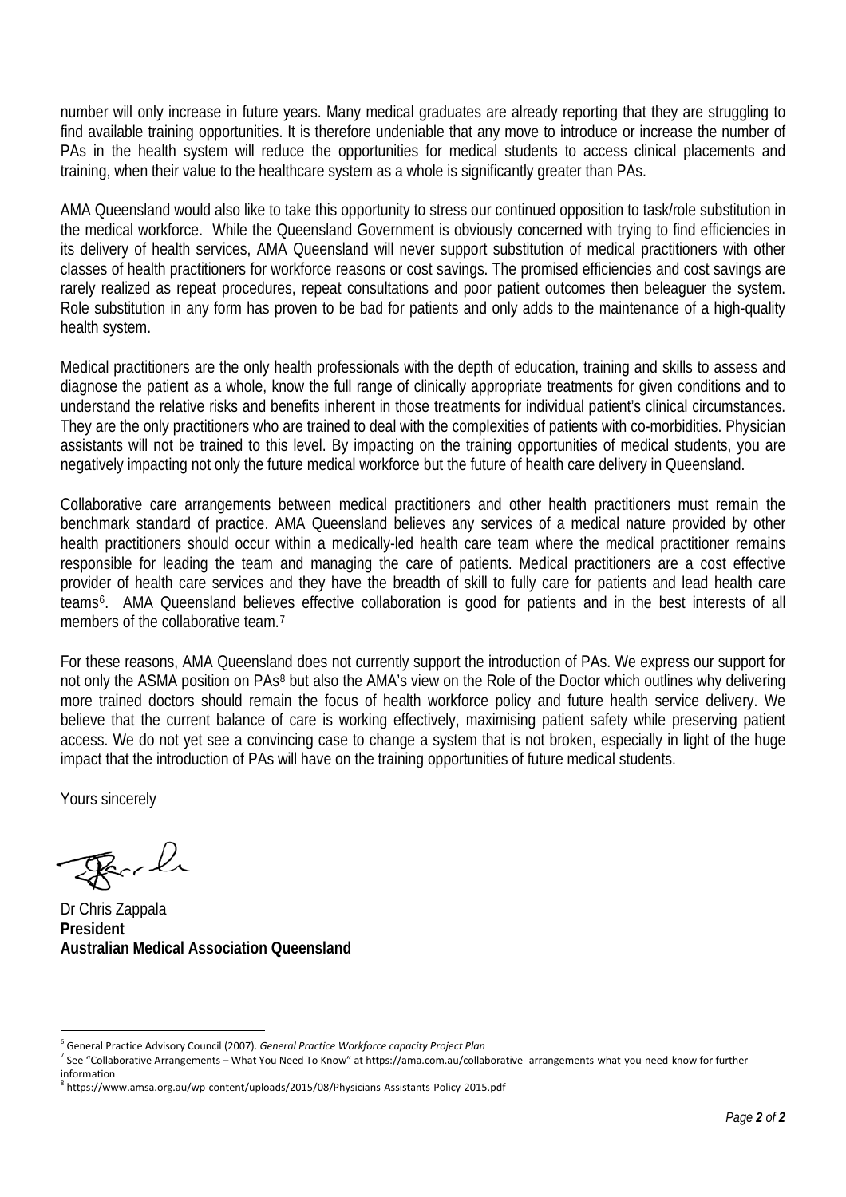number will only increase in future years. Many medical graduates are already reporting that they are struggling to find available training opportunities. It is therefore undeniable that any move to introduce or increase the number of PAs in the health system will reduce the opportunities for medical students to access clinical placements and training, when their value to the healthcare system as a whole is significantly greater than PAs.

AMA Queensland would also like to take this opportunity to stress our continued opposition to task/role substitution in the medical workforce. While the Queensland Government is obviously concerned with trying to find efficiencies in its delivery of health services, AMA Queensland will never support substitution of medical practitioners with other classes of health practitioners for workforce reasons or cost savings. The promised efficiencies and cost savings are rarely realized as repeat procedures, repeat consultations and poor patient outcomes then beleaguer the system. Role substitution in any form has proven to be bad for patients and only adds to the maintenance of a high-quality health system.

Medical practitioners are the only health professionals with the depth of education, training and skills to assess and diagnose the patient as a whole, know the full range of clinically appropriate treatments for given conditions and to understand the relative risks and benefits inherent in those treatments for individual patient's clinical circumstances. They are the only practitioners who are trained to deal with the complexities of patients with co-morbidities. Physician assistants will not be trained to this level. By impacting on the training opportunities of medical students, you are negatively impacting not only the future medical workforce but the future of health care delivery in Queensland.

Collaborative care arrangements between medical practitioners and other health practitioners must remain the benchmark standard of practice. AMA Queensland believes any services of a medical nature provided by other health practitioners should occur within a medically-led health care team where the medical practitioner remains responsible for leading the team and managing the care of patients. Medical practitioners are a cost effective provider of health care services and they have the breadth of skill to fully care for patients and lead health care teams[6]. AMA Queensland believes effective collaboration is good for patients and in the best interests of all members of the collaborative team.[7]

For these reasons, AMA Queensland does not currently support the introduction of PAs. We express our support for not only the ASMA position on PAs[8] but also the AMA's view on the Role of the Doctor which outlines why delivering more trained doctors should remain the focus of health workforce policy and future health service delivery. We believe that the current balance of care is working effectively, maximising patient safety while preserving patient access. We do not yet see a convincing case to change a system that is not broken, especially in light of the huge impact that the introduction of PAs will have on the training opportunities of future medical students.

Yours sincerely

Dr Chris Zappala
**President**
**Australian Medical Association Queensland**

---

[6] General Practice Advisory Council (2007). *General Practice Workforce capacity Project Plan*

[7] See "Collaborative Arrangements – What You Need To Know" at https://ama.com.au/collaborative- arrangements-what-you-need-know for further information

[8] https://www.amsa.org.au/wp-content/uploads/2015/08/Physicians-Assistants-Policy-2015.pdf